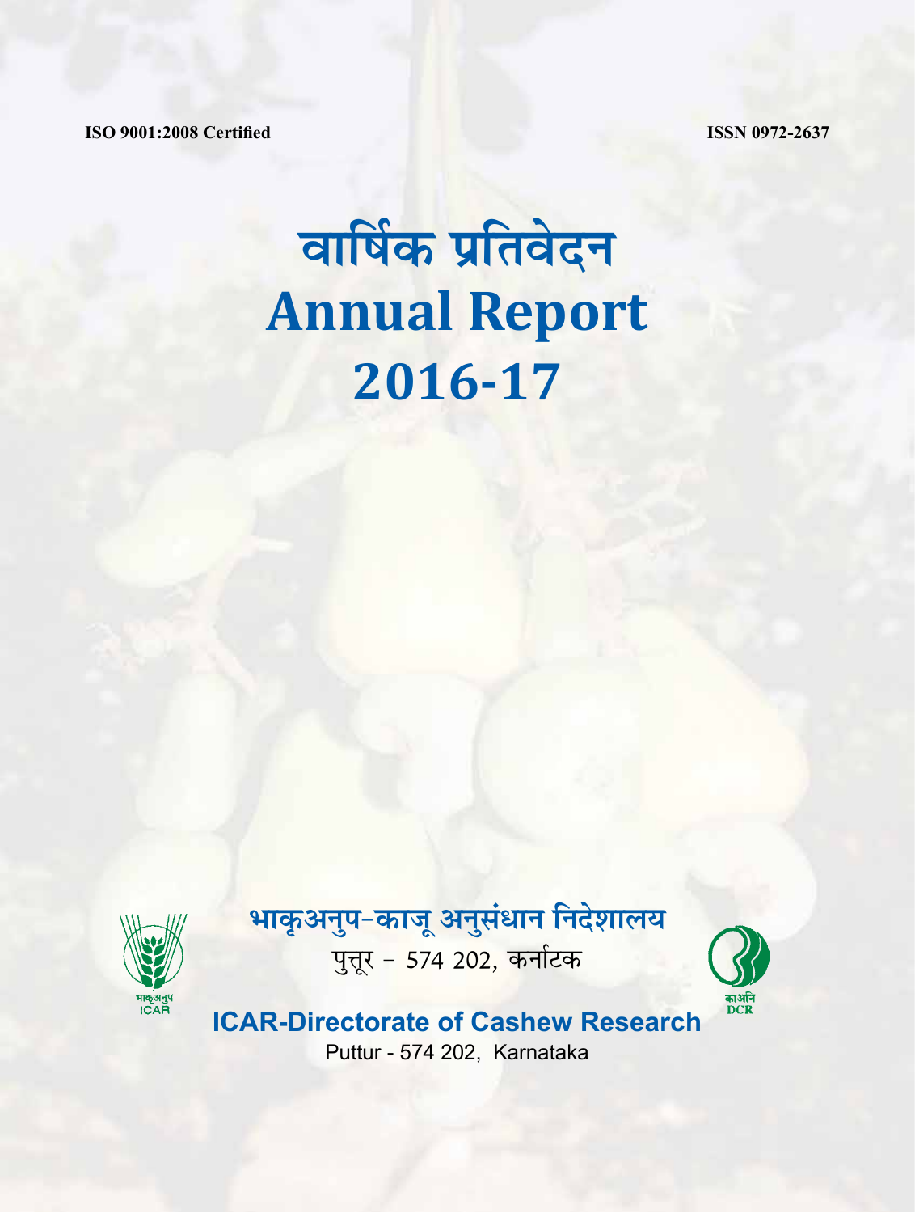ISO 9001:2008 Certified

ISSN 0972-2637

# वार्षिक प्रतिवेदन
# Annual Report
# 2016-17

भाकृअनुप

ICAR

## भाकृअनुप-काजू अनुसंधान निदेशालय

पुत्तूर - 574 202, कर्नाटक

काअनि

DCR

## ICAR-Directorate of Cashew Research

Puttur - 574 202, Karnataka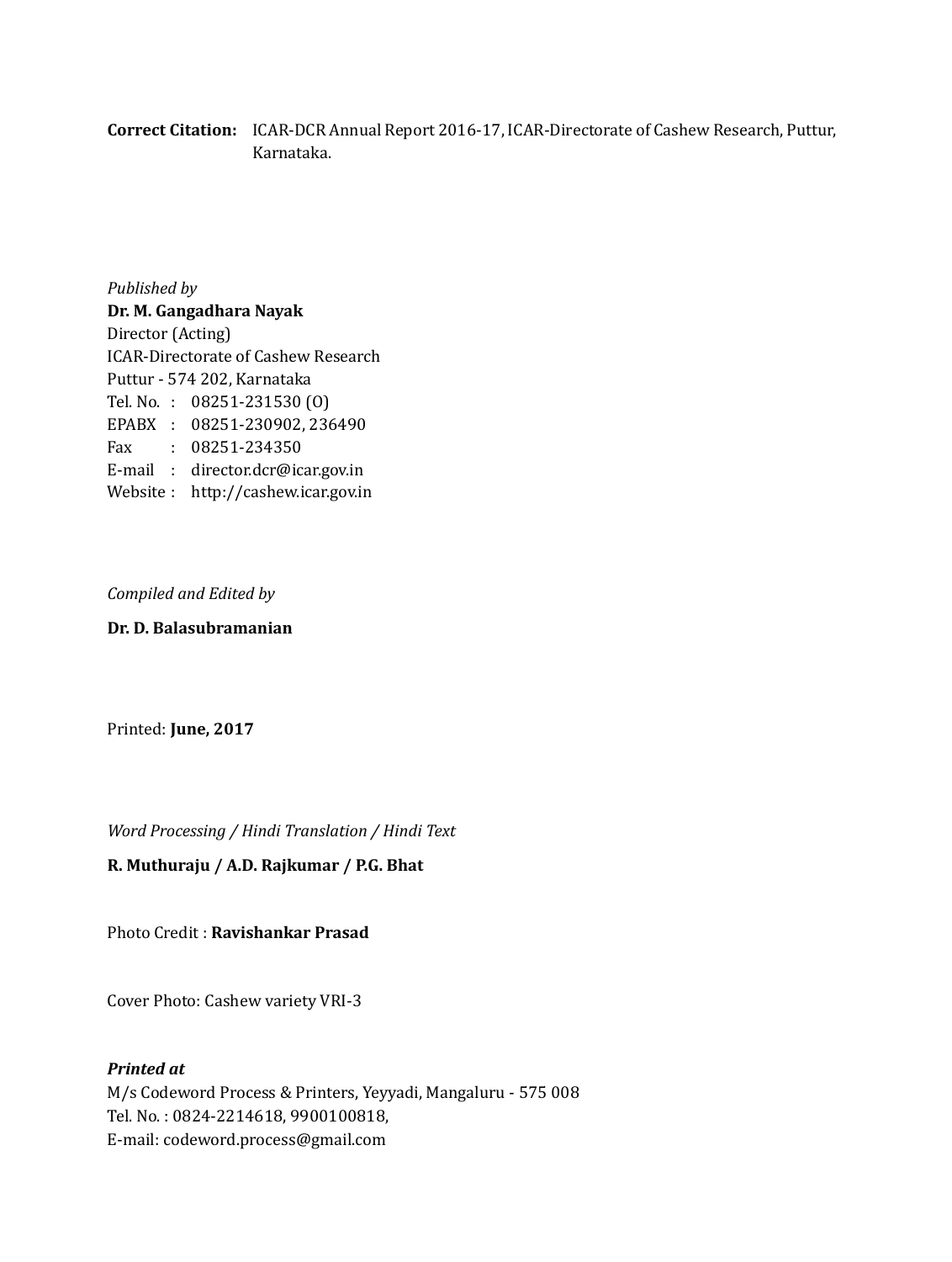**Correct Citation:** ICAR-DCR Annual Report 2016-17, ICAR-Directorate of Cashew Research, Puttur, Karnataka.

*Published by*
**Dr. M. Gangadhara Nayak**
Director (Acting)
ICAR-Directorate of Cashew Research
Puttur - 574 202, Karnataka
Tel. No. : 08251-231530 (O)
EPABX : 08251-230902, 236490
Fax : 08251-234350
E-mail : director.dcr@icar.gov.in
Website : http://cashew.icar.gov.in

*Compiled and Edited by*

**Dr. D. Balasubramanian**

Printed: **June, 2017**

*Word Processing / Hindi Translation / Hindi Text*

**R. Muthuraju / A.D. Rajkumar / P.G. Bhat**

Photo Credit : **Ravishankar Prasad**

Cover Photo: Cashew variety VRI-3

***Printed at***
M/s Codeword Process & Printers, Yeyyadi, Mangaluru - 575 008
Tel. No. : 0824-2214618, 9900100818,
E-mail: codeword.process@gmail.com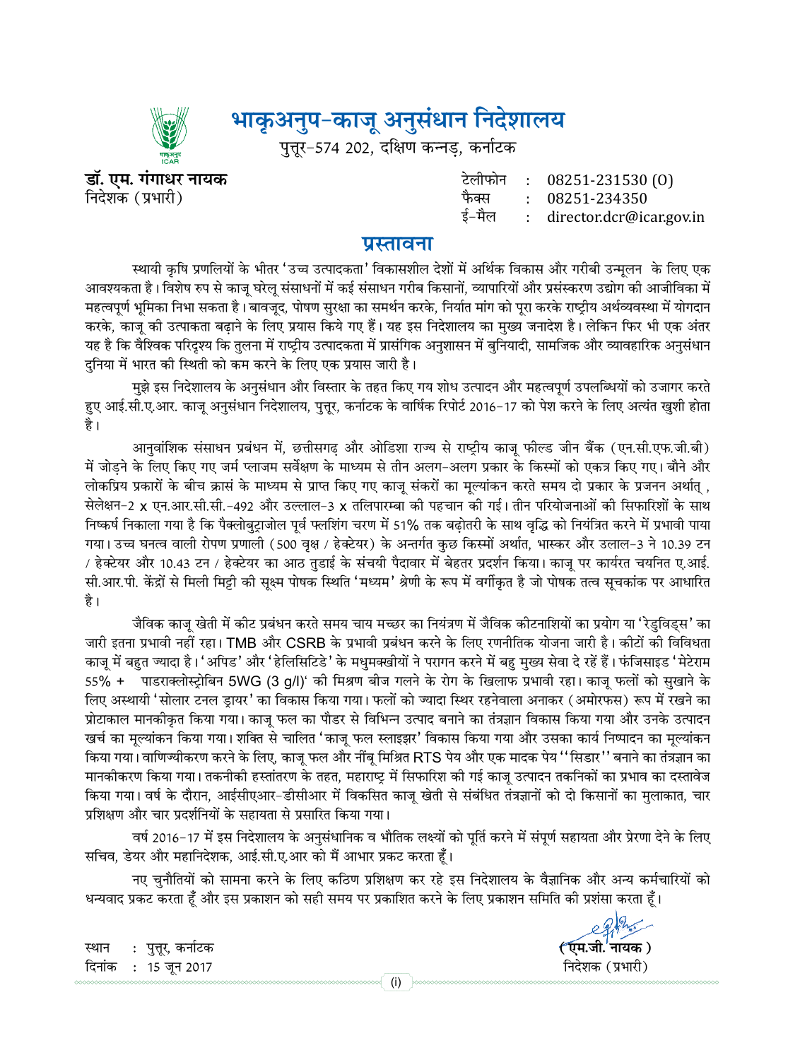# भाकृअनुप-काजू अनुसंधान निदेशालय

पुत्तूर-574 202, दक्षिण कन्नड़, कर्नाटक

**डॉ. एम. गंगाधर नायक**
निदेशक (प्रभारी)

टेलीफोन : 08251-231530 (O)
फैक्स : 08251-234350
ई-मैल : director.dcr@icar.gov.in

## प्रस्तावना

स्थायी कृषि प्रणलियों के भीतर 'उच्च उत्पादकता' विकासशील देशों में अर्थिक विकास और गरीबी उन्मूलन के लिए एक आवश्यकता है। विशेष रुप से काजू घरेलू संसाधनों में कई संसाधन गरीब किसानों, व्यापारियों और प्रसंस्करण उद्योग की आजीविका में महत्वपूर्ण भूमिका निभा सकता है। बावजूद, पोषण सुरक्षा का समर्थन करके, निर्यात मांग को पूरा करके राष्ट्रीय अर्थव्यवस्था में योगदान करके, काजू की उत्पाकता बढ़ाने के लिए प्रयास किये गए हैं। यह इस निदेशालय का मुख्य जनादेश है। लेकिन फिर भी एक अंतर यह है कि वैश्विक परिदृश्य कि तुलना में राष्ट्रीय उत्पादकता में प्रासंगिक अनुशासन में बुनियादी, सामजिक और व्यावहारिक अनुसंधान दुनिया में भारत की स्थिती को कम करने के लिए एक प्रयास जारी है।

मुझे इस निदेशालय के अनुसंधान और विस्तार के तहत किए गय शोध उत्पादन और महत्वपूर्ण उपलब्धियों को उजागर करते हुए आई.सी.ए.आर. काजू अनुसंधान निदेशालय, पुत्तूर, कर्नाटक के वार्षिक रिपोर्ट 2016-17 को पेश करने के लिए अत्यंत खुशी होता है।

आनुवांशिक संसाधन प्रबंधन में, छत्तीसगढ़ और ओडिशा राज्य से राष्ट्रीय काजू फील्ड जीन बैंक (एन.सी.एफ.जी.बी) में जोड़ने के लिए किए गए जर्म प्लाजम सर्वेक्षण के माध्यम से तीन अलग-अलग प्रकार के किस्मों को एकत्र किए गए। बौने और लोकप्रिय प्रकारों के बीच क्रासं के माध्यम से प्राप्त किए गए काजू संकरों का मूल्यांकन करते समय दो प्रकार के प्रजनन अर्थात्, सेलेक्षन-2 x एन.आर.सी.सी.-492 और उल्लाल-3 x तलिपारम्बा की पहचान की गई। तीन परियोजनाओं की सिफारिशों के साथ निष्कर्ष निकाला गया है कि पैक्लोबुट्राजोल पूर्व फ्लशिंग चरण में 51% तक बढ़ोतरी के साथ वृद्धि को नियंत्रित करने में प्रभावी पाया गया। उच्च घनत्व वाली रोपण प्रणाली (500 वृक्ष / हेक्टेयर) के अन्तर्गत कुछ किस्मों अर्थात, भास्कर और उलाल-3 ने 10.39 टन / हेक्टेयर और 10.43 टन / हेक्टेयर का आठ तुडाई के संचयी पैदावार में बेहतर प्रदर्शन किया। काजू पर कार्यरत चयनित ए.आई. सी.आर.पी. केंद्रों से मिली मिट्टी की सूक्ष्म पोषक स्थिति 'मध्यम' श्रेणी के रूप में वर्गीकृत है जो पोषक तत्व सूचकांक पर आधारित है।

जैविक काजू खेती में कीट प्रबंधन करते समय चाय मच्छर का नियंत्रण में जैविक कीटनाशियों का प्रयोग या 'रेडुविड्स' का जारी इतना प्रभावी नहीं रहा। TMB और CSRB के प्रभावी प्रबंधन करने के लिए रणनीतिक योजना जारी है। कीटों की विविधता काजू में बहुत ज्यादा है। 'अपिड' और 'हेलिसिटिडे' के मधुमक्खीयों ने परागन करने में बहु मुख्य सेवा दे रहें हैं। फंजिसाइड 'मेटेराम 55% + पाडराक्लोस्ट्रोबिन 5WG (3 g/l)' की मिश्रण बीज गलने के रोग के खिलाफ प्रभावी रहा। काजू फलों को सुखाने के लिए अस्थायी 'सोलार टनल ड्रायर' का विकास किया गया। फलों को ज्यादा स्थिर रहनेवाला अनाकर (अमोरफस) रूप में रखने का प्रोटाकाल मानकीकृत किया गया। काजू फल का पौडर से विभिन्न उत्पाद बनाने का तंत्रज्ञान विकास किया गया और उनके उत्पादन खर्च का मूल्यांकन किया गया। शक्ति से चालित 'काजू फल स्लाइझर' विकास किया गया और उसका कार्य निष्पादन का मूल्यांकन किया गया। वाणिज्यीकरण करने के लिए, काजू फल और नींबू मिश्रित RTS पेय और एक मादक पेय ''सिडार'' बनाने का तंत्रज्ञान का मानकीकरण किया गया। तकनीकी हस्तांतरण के तहत, महाराष्ट्र में सिफारिश की गई काजू उत्पादन तकनिकों का प्रभाव का दस्तावेज किया गया। वर्ष के दौरान, आईसीएआर-डीसीआर में विकसित काजू खेती से संबंधित तंत्रज्ञानों को दो किसानों का मुलाकात, चार प्रशिक्षण और चार प्रदर्शनियों के सहायता से प्रसारित किया गया।

वर्ष 2016-17 में इस निदेशालय के अनुसंधानिक व भौतिक लक्ष्यों को पूर्ति करने में संपूर्ण सहायता और प्रेरणा देने के लिए सचिव, डेयर और महानिदेशक, आई.सी.ए.आर को मैं आभार प्रकट करता हूँ।

नए चुनौतियों को सामना करने के लिए कठिण प्रशिक्षण कर रहे इस निदेशालय के वैज्ञानिक और अन्य कर्मचारियों को धन्यवाद प्रकट करता हूँ और इस प्रकाशन को सही समय पर प्रकाशित करने के लिए प्रकाशन समिति की प्रशंसा करता हूँ।

स्थान : पुत्तूर, कर्नाटक
दिनांक : 15 जून 2017

**(एम.जी. नायक)**
निदेशक (प्रभारी)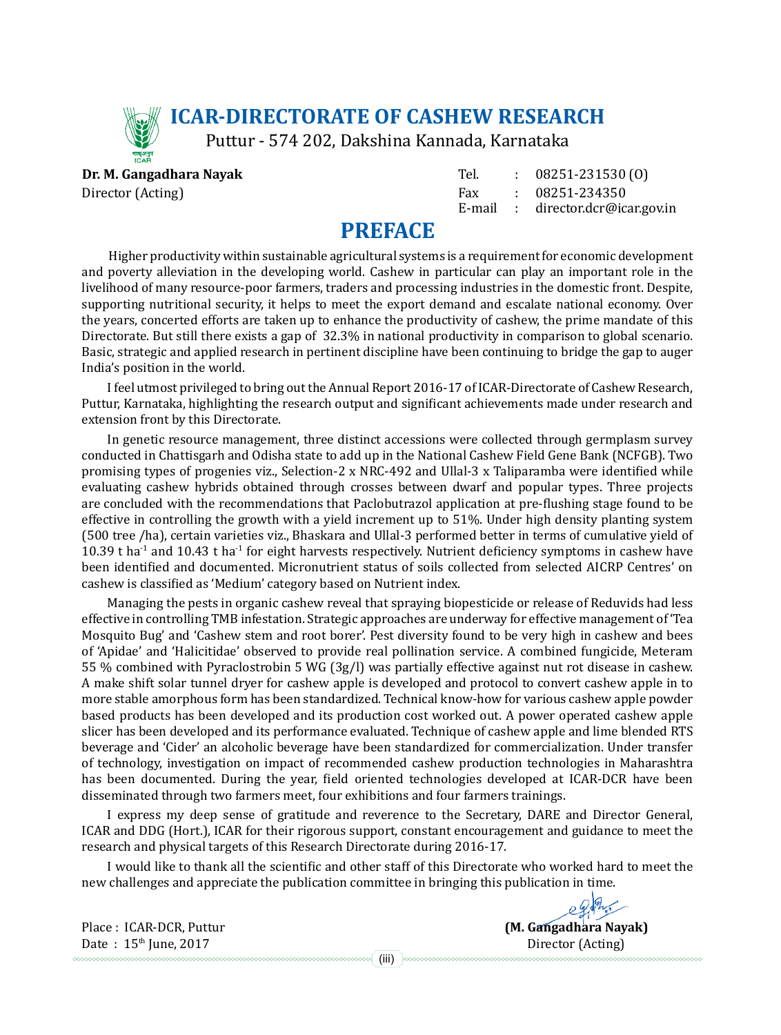# ICAR-DIRECTORATE OF CASHEW RESEARCH

Puttur - 574 202, Dakshina Kannada, Karnataka

**Dr. M. Gangadhara Nayak**
Director (Acting)

Tel. : 08251-231530 (O)
Fax : 08251-234350
E-mail : director.dcr@icar.gov.in

## PREFACE

Higher productivity within sustainable agricultural systems is a requirement for economic development and poverty alleviation in the developing world. Cashew in particular can play an important role in the livelihood of many resource-poor farmers, traders and processing industries in the domestic front. Despite, supporting nutritional security, it helps to meet the export demand and escalate national economy. Over the years, concerted efforts are taken up to enhance the productivity of cashew, the prime mandate of this Directorate. But still there exists a gap of 32.3% in national productivity in comparison to global scenario. Basic, strategic and applied research in pertinent discipline have been continuing to bridge the gap to auger India's position in the world.

I feel utmost privileged to bring out the Annual Report 2016-17 of ICAR-Directorate of Cashew Research, Puttur, Karnataka, highlighting the research output and significant achievements made under research and extension front by this Directorate.

In genetic resource management, three distinct accessions were collected through germplasm survey conducted in Chattisgarh and Odisha state to add up in the National Cashew Field Gene Bank (NCFGB). Two promising types of progenies viz., Selection-2 x NRC-492 and Ullal-3 x Taliparamba were identified while evaluating cashew hybrids obtained through crosses between dwarf and popular types. Three projects are concluded with the recommendations that Paclobutrazol application at pre-flushing stage found to be effective in controlling the growth with a yield increment up to 51%. Under high density planting system (500 tree /ha), certain varieties viz., Bhaskara and Ullal-3 performed better in terms of cumulative yield of 10.39 t $ha^{-1}$ and 10.43 t $ha^{-1}$ for eight harvests respectively. Nutrient deficiency symptoms in cashew have been identified and documented. Micronutrient status of soils collected from selected AICRP Centres' on cashew is classified as 'Medium' category based on Nutrient index.

Managing the pests in organic cashew reveal that spraying biopesticide or release of Reduvids had less effective in controlling TMB infestation. Strategic approaches are underway for effective management of 'Tea Mosquito Bug' and 'Cashew stem and root borer'. Pest diversity found to be very high in cashew and bees of 'Apidae' and 'Halicitidae' observed to provide real pollination service. A combined fungicide, Meteram 55 % combined with Pyraclostrobin 5 WG (3g/l) was partially effective against nut rot disease in cashew. A make shift solar tunnel dryer for cashew apple is developed and protocol to convert cashew apple in to more stable amorphous form has been standardized. Technical know-how for various cashew apple powder based products has been developed and its production cost worked out. A power operated cashew apple slicer has been developed and its performance evaluated. Technique of cashew apple and lime blended RTS beverage and 'Cider' an alcoholic beverage have been standardized for commercialization. Under transfer of technology, investigation on impact of recommended cashew production technologies in Maharashtra has been documented. During the year, field oriented technologies developed at ICAR-DCR have been disseminated through two farmers meet, four exhibitions and four farmers trainings.

I express my deep sense of gratitude and reverence to the Secretary, DARE and Director General, ICAR and DDG (Hort.), ICAR for their rigorous support, constant encouragement and guidance to meet the research and physical targets of this Research Directorate during 2016-17.

I would like to thank all the scientific and other staff of this Directorate who worked hard to meet the new challenges and appreciate the publication committee in bringing this publication in time.

Place : ICAR-DCR, Puttur
Date : 15th June, 2017

**(M. Gangadhara Nayak)**
Director (Acting)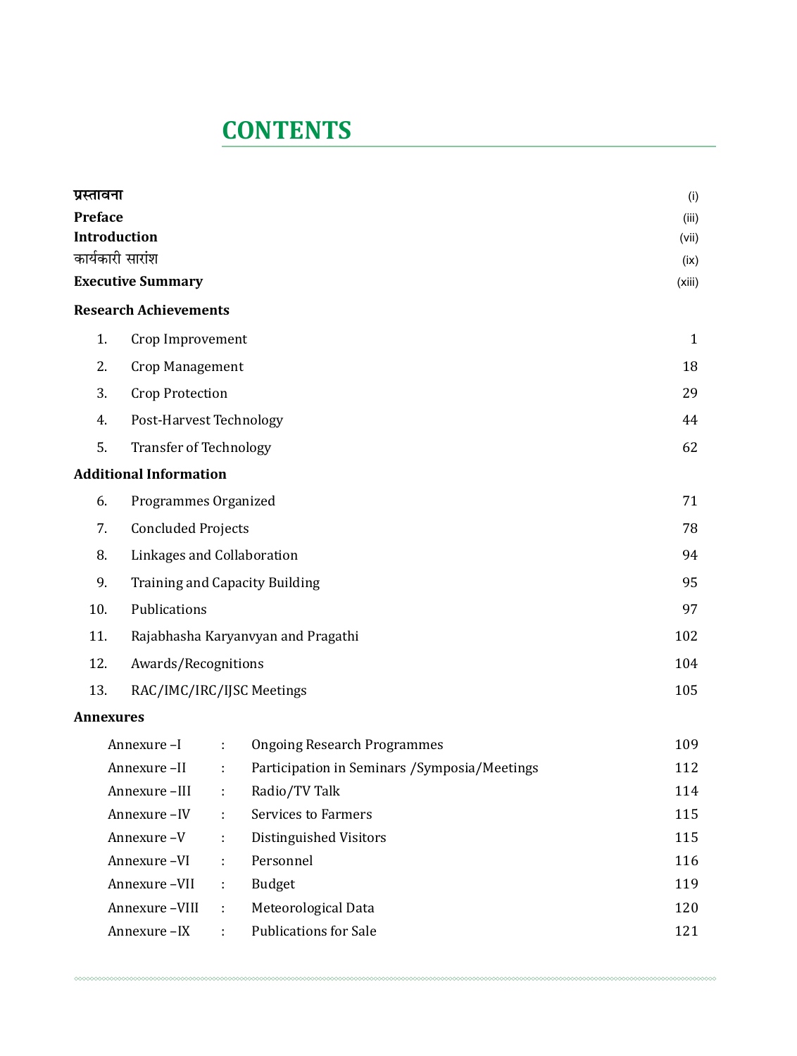# CONTENTS

| | |
|---|---|
| **प्रस्तावना** | (i) |
| **Preface** | (iii) |
| **Introduction** | (vii) |
| कार्यकारी सारांश | (ix) |
| **Executive Summary** | (xiii) |

**Research Achievements**

| | | |
|---|---|---|
| 1. | Crop Improvement | 1 |
| 2. | Crop Management | 18 |
| 3. | Crop Protection | 29 |
| 4. | Post-Harvest Technology | 44 |
| 5. | Transfer of Technology | 62 |

**Additional Information**

| | | |
|---|---|---|
| 6. | Programmes Organized | 71 |
| 7. | Concluded Projects | 78 |
| 8. | Linkages and Collaboration | 94 |
| 9. | Training and Capacity Building | 95 |
| 10. | Publications | 97 |
| 11. | Rajabhasha Karyanvyan and Pragathi | 102 |
| 12. | Awards/Recognitions | 104 |
| 13. | RAC/IMC/IRC/IJSC Meetings | 105 |

**Annexures**

| | | | |
|---|---|---|---|
| Annexure –I | : | Ongoing Research Programmes | 109 |
| Annexure –II | : | Participation in Seminars /Symposia/Meetings | 112 |
| Annexure –III | : | Radio/TV Talk | 114 |
| Annexure –IV | : | Services to Farmers | 115 |
| Annexure –V | : | Distinguished Visitors | 115 |
| Annexure –VI | : | Personnel | 116 |
| Annexure –VII | : | Budget | 119 |
| Annexure –VIII | : | Meteorological Data | 120 |
| Annexure –IX | : | Publications for Sale | 121 |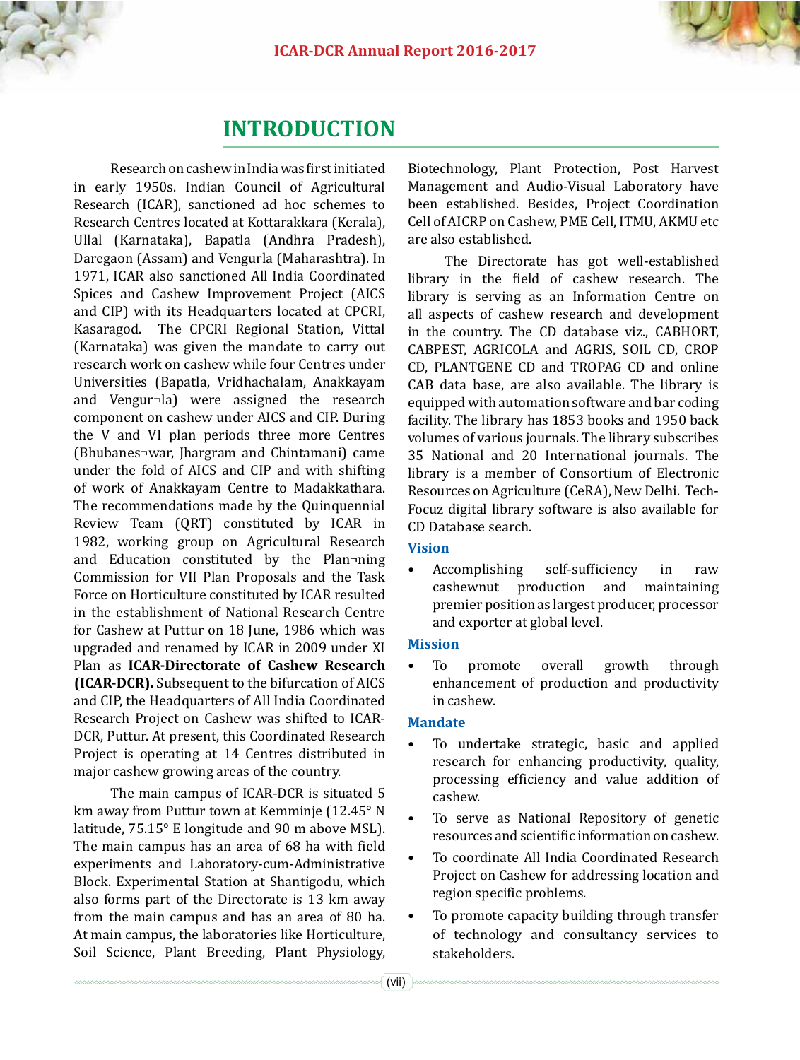# INTRODUCTION

Research on cashew in India was first initiated in early 1950s. Indian Council of Agricultural Research (ICAR), sanctioned ad hoc schemes to Research Centres located at Kottarakkara (Kerala), Ullal (Karnataka), Bapatla (Andhra Pradesh), Daregaon (Assam) and Vengurla (Maharashtra). In 1971, ICAR also sanctioned All India Coordinated Spices and Cashew Improvement Project (AICS and CIP) with its Headquarters located at CPCRI, Kasaragod. The CPCRI Regional Station, Vittal (Karnataka) was given the mandate to carry out research work on cashew while four Centres under Universities (Bapatla, Vridhachalam, Anakkayam and Vengur¬la) were assigned the research component on cashew under AICS and CIP. During the V and VI plan periods three more Centres (Bhubanes¬war, Jhargram and Chintamani) came under the fold of AICS and CIP and with shifting of work of Anakkayam Centre to Madakkathara. The recommendations made by the Quinquennial Review Team (QRT) constituted by ICAR in 1982, working group on Agricultural Research and Education constituted by the Plan¬ning Commission for VII Plan Proposals and the Task Force on Horticulture constituted by ICAR resulted in the establishment of National Research Centre for Cashew at Puttur on 18 June, 1986 which was upgraded and renamed by ICAR in 2009 under XI Plan as **ICAR-Directorate of Cashew Research (ICAR-DCR).** Subsequent to the bifurcation of AICS and CIP, the Headquarters of All India Coordinated Research Project on Cashew was shifted to ICAR-DCR, Puttur. At present, this Coordinated Research Project is operating at 14 Centres distributed in major cashew growing areas of the country.

The main campus of ICAR-DCR is situated 5 km away from Puttur town at Kemminje (12.45° N latitude, 75.15° E longitude and 90 m above MSL). The main campus has an area of 68 ha with field experiments and Laboratory-cum-Administrative Block. Experimental Station at Shantigodu, which also forms part of the Directorate is 13 km away from the main campus and has an area of 80 ha. At main campus, the laboratories like Horticulture, Soil Science, Plant Breeding, Plant Physiology, Biotechnology, Plant Protection, Post Harvest Management and Audio-Visual Laboratory have been established. Besides, Project Coordination Cell of AICRP on Cashew, PME Cell, ITMU, AKMU etc are also established.

The Directorate has got well-established library in the field of cashew research. The library is serving as an Information Centre on all aspects of cashew research and development in the country. The CD database viz., CABHORT, CABPEST, AGRICOLA and AGRIS, SOIL CD, CROP CD, PLANTGENE CD and TROPAG CD and online CAB data base, are also available. The library is equipped with automation software and bar coding facility. The library has 1853 books and 1950 back volumes of various journals. The library subscribes 35 National and 20 International journals. The library is a member of Consortium of Electronic Resources on Agriculture (CeRA), New Delhi. Tech-Focuz digital library software is also available for CD Database search.

### Vision

- Accomplishing self-sufficiency in raw cashewnut production and maintaining premier position as largest producer, processor and exporter at global level.

### Mission

- To promote overall growth through enhancement of production and productivity in cashew.

### Mandate

- To undertake strategic, basic and applied research for enhancing productivity, quality, processing efficiency and value addition of cashew.
- To serve as National Repository of genetic resources and scientific information on cashew.
- To coordinate All India Coordinated Research Project on Cashew for addressing location and region specific problems.
- To promote capacity building through transfer of technology and consultancy services to stakeholders.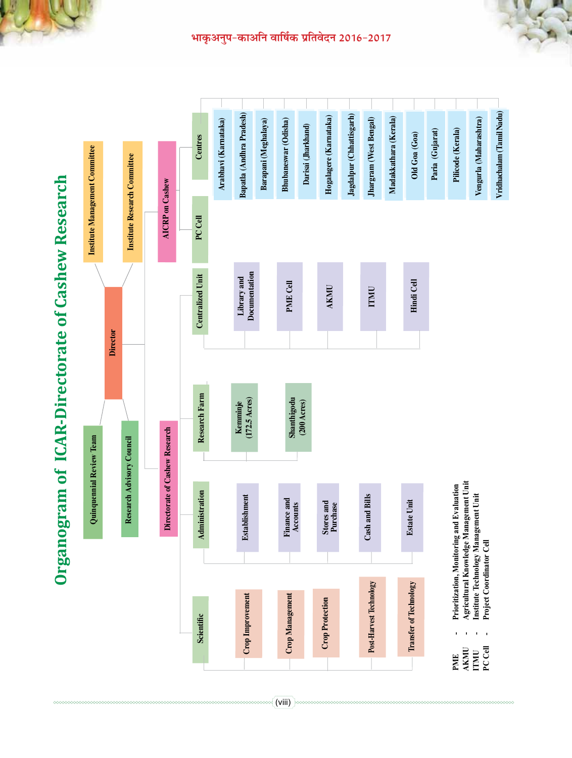# Organogram of ICAR-Directorate of Cashew Research

- **Director**
  - Quinquennial Review Team
  - Institute Management Committee
  - Research Advisory Council
  - Institute Research Committee
  - **Directorate of Cashew Research**
    - **Scientific**
      - Crop Improvement
      - Crop Management
      - Crop Protection
      - Post-Harvest Technology
      - Transfer of Technology
    - **Administration**
      - Establishment
      - Finance and Accounts
      - Stores and Purchase
      - Cash and Bills
      - Estate Unit
    - **Research Farm**
      - Kemminje (172.5 Acres)
      - Shanthigodu (200 Acres)
    - **Centralized Unit**
      - Library and Documentation
      - PME Cell
      - AKMU
      - ITMU
      - Hindi Cell
  - **AICRP on Cashew**
    - **PC Cell**
    - **Centres**
      - Arabhavi (Karnataka)
      - Bapatla (Andhra Pradesh)
      - Barapani (Meghalaya)
      - Bhubaneswar (Odisha)
      - Darisai (Jharkhand)
      - Hogalagere (Karnataka)
      - Jagdalpur (Chhattisgarh)
      - Jhargram (West Bengal)
      - Madakkathara (Kerala)
      - Old Goa (Goa)
      - Paria (Gujarat)
      - Pilicode (Kerala)
      - Vengurla (Maharashtra)
      - Vridhachalam (Tamil Nadu)

PME - Prioritization, Monitoring and Evaluation
AKMU - Agricultural Knowledge Management Unit
ITMU - Institute Technology Management Unit
PC Cell - Project Coordinator Cell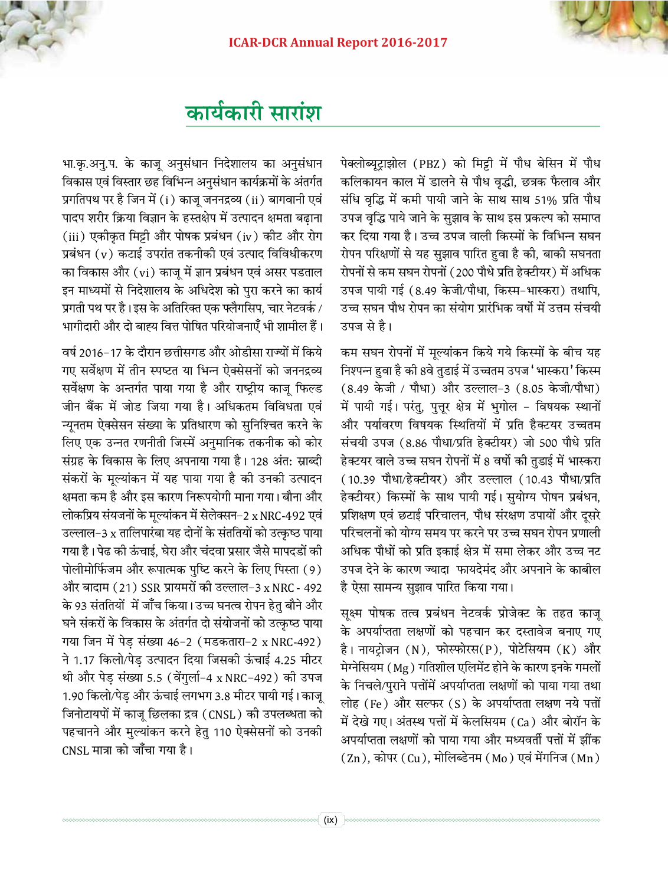# कार्यकारी सारांश

भा.कृ.अनु.प. के काजू अनुसंधान निदेशालय का अनुसंधान विकास एवं विस्तार छह विभिन्न अनुसंधान कार्यक्रमों के अंतर्गत प्रगतिपथ पर है जिन में (i) काजू जननद्रव्य (ii) बागवानी एवं पादप शरीर क्रिया विज्ञान के हस्तक्षेप में उत्पादन क्षमता बढ़ाना (iii) एकीकृत मिट्टी और पोषक प्रबंधन (iv) कीट और रोग प्रबंधन (v) कटाई उपरांत तकनीकी एवं उत्पाद विविधीकरण का विकास और (vi) काजू में ज्ञान प्रबंधन एवं असर पडताल इन माध्यमों से निदेशालय के अधिदेश को पुरा करने का कार्य प्रगती पथ पर है। इस के अतिरिक्त एक फ्लैगसिप, चार नेटवर्क / भागीदारी और दो बाह्य वित्त पोषित परियोजनाएँ भी शामील हैं।

वर्ष 2016-17 के दौरान छत्तीसगड और ओडीसा राज्यों में किये गए सर्वेक्षण में तीन स्पष्टत या भिन्न ऐक्सेसनों को जननद्रव्य सर्वेक्षण के अन्तर्गत पाया गया है और राष्ट्रीय काजू फिल्ड जीन बैंक में जोड जिया गया है। अधिकतम विविधता एवं न्यूनतम ऐक्सेसन संख्या के प्रतिधारण को सुनिश्चित करने के लिए एक उन्नत रणनीती जिस्में अनुमानिक तकनीक को कोर संग्रह के विकास के लिए अपनाया गया है। 128 अंत: स्राब्दी संकरों के मूल्यांकन में यह पाया गया है की उनकी उत्पादन क्षमता कम है और इस कारण निरूपयोगी माना गया। बौना और लोकप्रिय संयजनों के मूल्यांकन में सेलेक्सन-2 x NRC-492 एवं उल्लाल-3 x तालिपारंबा यह दोनों के संततियों को उत्कृष्ठ पाया गया है। पेढ की ऊंचाई, घेरा और चंदवा प्रसार जैसे मापदडों की पोलीमोर्फिजम और रूपात्मक पुष्टि करने के लिए पिस्ता (9) और बादाम (21) SSR प्रायमरों की उल्लाल-3 x NRC - 492 के 93 संततियों में जाँच किया। उच्च घनत्व रोपन हेतु बौने और घने संकरों के विकास के अंतर्गत दो संयोजनों को उत्कृष्ठ पाया गया जिन में पेड़ संख्या 46-2 (मडकतारा-2 x NRC-492) ने 1.17 किलो/पेड़ उत्पादन दिया जिसकी ऊंचाई 4.25 मीटर थी और पेड़ संख्या 5.5 (वेंगुर्ला-4 x NRC-492) की उपज 1.90 किलो/पेड़ और ऊंचाई लगभग 3.8 मीटर पायी गई। काजू जिनोटायपों में काजू छिलका द्रव (CNSL) की उपलब्धता को पहचानने और मुल्यांकन करने हेतु 110 ऐक्सेसनों को उनकी CNSL मात्रा को जाँचा गया है।

पेक्लोब्यूट्राझोल (PBZ) को मिट्टी में पौध बेसिन में पौध कलिकायन काल में डालने से पौध वृद्धी, छत्रक फैलाव और संधि वृद्धि में कमी पायी जाने के साथ साथ 51% प्रति पौध उपज वृद्धि पाये जाने के सुझाव के साथ इस प्रकल्प को समाप्त कर दिया गया है। उच्च उपज वाली किस्मों के विभिन्न सघन रोपन परिक्षणों से यह सुझाव पारित हुवा है की, बाकी सघनता रोपनों से कम सघन रोपनों (200 पौधे प्रति हेक्टीयर) में अधिक उपज पायी गई (8.49 केजी/पौधा, किस्म-भास्करा) तथापि, उच्च सघन पौध रोपन का संयोग प्रारंभिक वर्षो में उत्तम संचयी उपज से है।

कम सघन रोपनों में मूल्यांकन किये गये किस्मों के बीच यह निश्पन्न हुवा है की 8वे तुडाई में उच्चतम उपज 'भास्करा' किस्म (8.49 केजी / पौधा) और उल्लाल-3 (8.05 केजी/पौधा) में पायी गई। परंतु, पुत्तूर क्षेत्र में भुगोल - विषयक स्थानों और पर्यावरण विषयक स्थितियों में प्रति हैक्टयर उच्चतम संचयी उपज (8.86 पौधा/प्रति हेक्टीयर) जो 500 पौधे प्रति हेक्टयर वाले उच्च सघन रोपनों में 8 वर्षो की तुडाई में भास्करा (10.39 पौधा/हेक्टीयर) और उल्लाल (10.43 पौधा/प्रति हेक्टीयर) किस्मों के साथ पायी गई। सुयोग्य पोषन प्रबंधन, प्रशिक्षण एवं छटाई परिचालन, पौध संरक्षण उपायों और दूसरे परिचलनों को योग्य समय पर करने पर उच्च सघन रोपन प्रणाली अधिक पौधों को प्रति इकाई क्षेत्र में समा लेकर और उच्च नट उपज देने के कारण ज्यादा फायदेमंद और अपनाने के काबील है ऐसा सामन्य सुझाव पारित किया गया।

सूक्ष्म पोषक तत्व प्रबंधन नेटवर्क प्रोजेक्ट के तहत काजू के अपर्याप्तता लक्षणों को पहचान कर दस्तावेज बनाए गए है। नायट्रोजन (N), फोस्फोरस(P), पोटेसियम (K) और मेग्नेसियम (Mg) गतिशील एलिमेंट होने के कारण इनके गमलों के निचले/पुराने पत्तोंमें अपर्याप्तता लक्षणों को पाया गया तथा लोह (Fe) और सल्फर (S) के अपर्याप्तता लक्षण नये पत्तों में देखे गए। अंतस्थ पत्तों में केलसियम (Ca) और बोरॉन के अपर्याप्तता लक्षणों को पाया गया और मध्यवर्ती पत्तों में झींक (Zn), कोपर (Cu), मोलिब्डेनम (Mo) एवं मेंगनिज (Mn)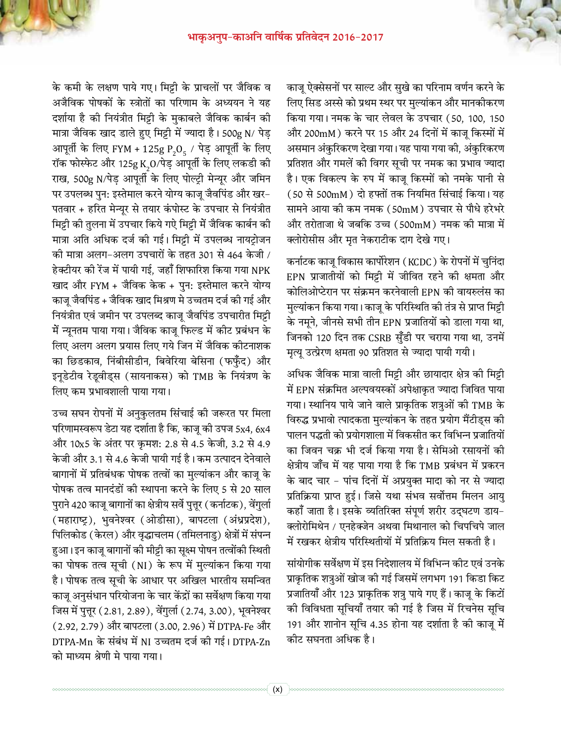के कमी के लक्षण पाये गए। मिट्टी के प्राचलों पर जैविक व अजैविक पोषकों के स्त्रोतों का परिणाम के अध्ययन ने यह दर्शाया है की नियंत्रीत मिट्टी के मुकाबले जैविक कार्बन की मात्रा जैविक खाद डाले हुए मिट्टी में ज्यादा है। 500g N/ पेड़ आपूर्ती के लिए FYM + 125g $P_2O_5$ / पेड़ आपूर्ती के लिए रॉक फोस्फेट और 125g $K_2O$/पेड़ आपूर्ती के लिए लकडी की राख, 500g N/पेड़ आपूर्ती के लिए पोल्ट्री मेन्यूर और जमिन पर उपलब्ध पुन: इस्तेमाल करने योग्य काजू जैवपिंड और खर-पतवार + हरित मेन्यूर से तयार कंपोस्ट के उपचार से नियंत्रीत मिट्टी की तुलना में उपचार किये गऐ मिट्टी में जैविक कार्बन की मात्रा अति अधिक दर्ज की गई। मिट्टी में उपलब्ध नायट्रोजन की मात्रा अलग-अलग उपचारों के तहत 301 से 464 केजी / हेक्टीयर की रेंज में पायी गई, जहाँ शिफारिश किया गया NPK खाद और FYM + जैविक केक + पुन: इस्तेमाल करने योग्य काजू जैवपिंड + जैविक खाद मिश्रण मे उच्चतम दर्ज की गई और नियंत्रीत एवं जमीन पर उपलब्द काजू जैवपिंड उपचारीत मिट्टी में न्यूनतम पाया गया। जैविक काजू फिल्ड में कीट प्रबंधन के लिए अलग अलग प्रयास लिए गये जिन में जैविक कीटनाशक का छिडकाव, निंबीसीडीन, बिवेरिया बेसिना (फफुँद) और इनूडेटीव रेडूवीड्स (सायनाकस) को TMB के नियंत्रण के लिए कम प्रभावशाली पाया गया।

उच्च सघन रोपनों में अनुकुलतम सिंचाई की जरूरत पर मिला परिणामस्वरूप डेटा यह दर्शाता है कि, काजू की उपज 5x4, 6x4 और 10x5 के अंतर पर क्रमश: 2.8 से 4.5 केजी, 3.2 से 4.9 केजी और 3.1 से 4.6 केजी पायी गई है। कम उत्पादन देनेवाले बागानों में प्रतिबंधक पोषक तत्वों का मुल्यांकन और काजू के पोषक तत्व मानदंडों की स्थापना करने के लिए 5 से 20 साल पुराने 420 काजू बागानों का क्षेत्रीय सर्वे पुत्तूर (कर्नाटक), वेंगुर्ला (महाराष्ट्र), भुवनेश्वर (ओडीसा), बापटला (अंध्रप्रदेश), पिलिकोड (केरल) और वृद्धाचलम (तमिलनाडु) क्षेत्रों में संपन्न हुआ। इन काजू बागानों की मीट्टी का सूक्ष्म पोषन तत्वोंकी स्थिती का पोषक तत्व सूची (NI) के रूप में मुल्यांकन किया गया है। पोषक तत्व सूची के आधार पर अखिल भारतीय समन्वित काजू अनुसंधान परियोजना के चार केंद्रों का सर्वेक्षण किया गया जिस में पुत्तूर (2.81, 2.89), वेंगुर्ला (2.74, 3.00), भूवनेश्वर (2.92, 2.79) और बापटला (3.00, 2.96) में DTPA-Fe और DTPA-Mn के संबंध में NI उच्चतम दर्ज की गई। DTPA-Zn को माध्यम श्रेणी मे पाया गया।

काजू ऐक्सेसनों पर साल्ट और सुखे का परिनाम वर्णन करने के लिए सिड अस्से को प्रथम स्थर पर मुल्यांकन और मानकीकरण किया गया। नमक के चार लेवल के उपचार (50, 100, 150 और 200mM) करने पर 15 और 24 दिनों में काजू किस्मों में असमान अंकुरिकरण देखा गया। यह पाया गया की, अंकुरिकरण प्रतिशत और गमलें की विगर सूची पर नमक का प्रभाव ज्यादा है। एक विकल्प के रुप में काजू किस्मों को नमके पानी से (50 से 500mM) दो हफ्तों तक नियमित सिंचाई किया। यह सामने आया की कम नमक (50mM) उपचार से पौधे हरेभरे और तरोताजा थे जबकि उच्च (500mM) नमक की मात्रा में क्लोरोसीस और मृत नेकराटीक दाग देखे गए।

कर्नाटक काजू विकास कार्पोरेशन (KCDC) के रोपनों में चुनिंदा EPN प्राजातीयों को मिट्टी में जीवित रहने की क्षमता और कोलिओप्टेरान पर संक्रमन करनेवाली EPN की वायरुलंस का मुल्यांकन किया गया। काजू के परिस्थिति की तंत्र से प्राप्त मिट्टी के नमूने, जीनसे सभी तीन EPN प्रजातियों को डाला गया था, जिनको 120 दिन तक CSRB सुँडी पर चराया गया था, उनमें मृत्यू उत्प्रेरण क्षमता 90 प्रतिशत से ज्यादा पायी गयी।

अधिक जैविक मात्रा वाली मिट्टी और छायादार क्षेत्र की मिट्टी में EPN संक्रमित अल्पवयस्कों अपेक्षाकृत ज्यादा जिवित पाया गया। स्थानिय पाये जाने वाले प्राकृतिक शत्रुओं की TMB के विरुद्ध प्रभावो त्पादकता मुल्यांकन के तहत प्रयोग मैंटीड्स की पालन पद्धती को प्रयोगशाला में विकसीत कर विभिन्न प्रजातियों का जिवन चक्र भी दर्ज किया गया है। सेमिओ रसायनों की क्षेत्रीय जाँच में यह पाया गया है कि TMB प्रबंधन में प्रकरन के बाद चार - पांच दिनों में अप्रयुक्त मादा को नर से ज्यादा प्रतिक्रिया प्राप्त हुई। जिसे यथा संभव सर्वोत्तम मिलन आयु कहाँ जाता है। इसके व्यतिरिक्त संपूर्ण शरीर उद्घटण डाय-क्लोरोमिथेन / एनहेक्जेन अथवा मिथानाल को चिपचिपे जाल में रखकर क्षेत्रीय परिस्थितीयों में प्रतिक्रिय मिल सकती है।

सांयोगीक सर्वेक्षण में इस निदेशालय में विभिन्न कीट एवं उनके प्राकृतिक शत्रुओं खोज की गई जिसमें लगभग 191 किडा किट प्रजातियाँ और 123 प्राकृतिक शत्रु पाये गए हैं। काजू के किटों की विविधता सूचियाँ तयार की गई है जिस में रिचनेस सूचि 191 और शानोन सूचि 4.35 होना यह दर्शाता है की काजू में कीट सघनता अधिक है।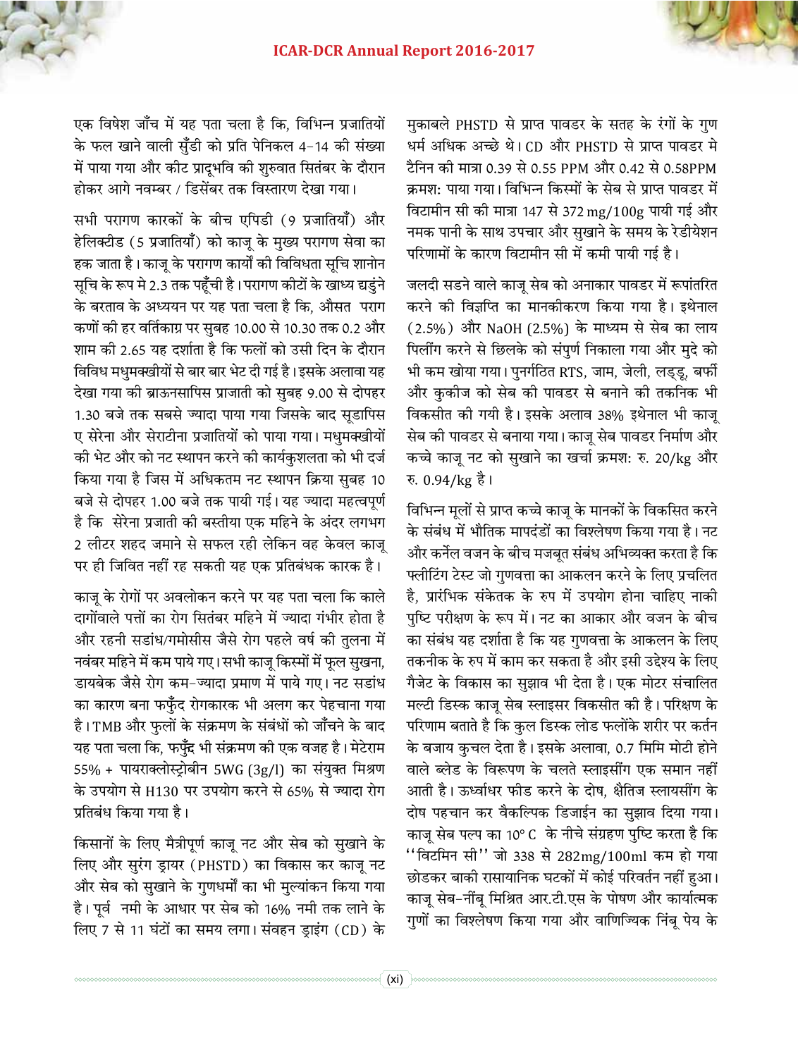एक विषेश जाँच में यह पता चला है कि, विभिन्न प्रजातियों के फल खाने वाली सुँडी को प्रति पेनिकल 4-14 की संख्या में पाया गया और कीट प्रादूभवि की शुरुवात सितंबर के दौरान होकर आगे नवम्बर / डिसेंबर तक विस्तारण देखा गया।

सभी परागण कारकों के बीच एपिडी (9 प्रजातियाँ) और हेलिक्टीड (5 प्रजातियाँ) को काजू के मुख्य परागण सेवा का हक जाता है। काजू के परागण कार्यों की विविधता सूचि शानोन सूचि के रूप मे 2.3 तक पहूँची है। परागण कीटों के खाध्य ढ्डुंने के बरताव के अध्ययन पर यह पता चला है कि, औसत पराग कणों की हर वर्तिकाग्र पर सुबह 10.00 से 10.30 तक 0.2 और शाम की 2.65 यह दर्शाता है कि फलों को उसी दिन के दौरान विविध मधुमक्खीयों से बार बार भेट दी गई है। इसके अलावा यह देखा गया की ब्राऊनसापिस प्राजाती को सुबह 9.00 से दोपहर 1.30 बजे तक सबसे ज्यादा पाया गया जिसके बाद सूडापिस ए सेरेना और सेराटीना प्रजातियों को पाया गया। मधुमक्खीयों की भेट और को नट स्थापन करने की कार्यकुशलता को भी दर्ज किया गया है जिस में अधिकतम नट स्थापन क्रिया सुबह 10 बजे से दोपहर 1.00 बजे तक पायी गई। यह ज्यादा महत्वपूर्ण है कि सेरेना प्रजाती की बस्तीया एक महिने के अंदर लगभग 2 लीटर शहद जमाने से सफल रही लेकिन वह केवल काजू पर ही जिवित नहीं रह सकती यह एक प्रतिबंधक कारक है।

काजू के रोगों पर अवलोकन करने पर यह पता चला कि काले दागोंवाले पत्तों का रोग सितंबर महिने में ज्यादा गंभीर होता है और रहनी सडांध/गमोसीस जैसे रोग पहले वर्ष की तुलना में नवंबर महिने में कम पाये गए। सभी काजू किस्मों में फूल सुखना, डायबेक जैसे रोग कम-ज्यादा प्रमाण में पाये गए। नट सडांध का कारण बना फफुँद रोगकारक भी अलग कर पेहचाना गया है। TMB और फुलों के संक्रमण के संबंधों को जाँचने के बाद यह पता चला कि, फफुँद भी संक्रमण की एक वजह है। मेटेराम 55% + पायराक्लोस्ट्रोबीन 5WG (3g/l) का संयुक्त मिश्रण के उपयोग से H130 पर उपयोग करने से 65% से ज्यादा रोग प्रतिबंध किया गया है।

किसानों के लिए मैत्रीपूर्ण काजू नट और सेब को सुखाने के लिए और सुरंग ड्रायर (PHSTD) का विकास कर काजू नट और सेब को सुखाने के गुणधर्मो का भी मुल्यांकन किया गया है। पूर्व नमी के आधार पर सेब को 16% नमी तक लाने के लिए 7 से 11 घंटों का समय लगा। संवहन ड्राइंग (CD) के मुकाबले PHSTD से प्राप्त पावडर के सतह के रंगों के गुण धर्म अधिक अच्छे थे। CD और PHSTD से प्राप्त पावडर मे टैनिन की मात्रा 0.39 से 0.55 PPM और 0.42 से 0.58PPM क्रमशः पाया गया। विभिन्न किस्मों के सेब से प्राप्त पावडर में विटामीन सी की मात्रा 147 से 372 mg/100g पायी गई और नमक पानी के साथ उपचार और सुखाने के समय के रेडीयेशन परिणामों के कारण विटामीन सी में कमी पायी गई है।

जलदी सडने वाले काजू सेब को अनाकार पावडर में रूपांतरित करने की विज्ञप्ति का मानकीकरण किया गया है। इथेनाल (2.5%) और NaOH (2.5%) के माध्यम से सेब का लाय पिलींग करने से छिलके को संपुर्ण निकाला गया और मुदे को भी कम खोया गया। पुनर्गठित RTS, जाम, जेली, लड्डू, बर्फी और कुकीज को सेब की पावडर से बनाने की तकनिक भी विकसीत की गयी है। इसके अलाव 38% इथेनाल भी काजू सेब की पावडर से बनाया गया। काजू सेब पावडर निर्माण और कच्चे काजू नट को सुखाने का खर्चा क्रमशः रु. 20/kg और रु. 0.94/kg है।

विभिन्न मूलों से प्राप्त कच्चे काजू के मानकों के विकसित करने के संबंध में भौतिक मापदंडों का विश्लेषण किया गया है। नट और कर्नेल वजन के बीच मजबूत संबंध अभिव्यक्त करता है कि फ्लोटिंग टेस्ट जो गुणवत्ता का आकलन करने के लिए प्रचलित है, प्रारंभिक संकेतक के रुप में उपयोग होना चाहिए नाकी पुष्टि परीक्षण के रूप में। नट का आकार और वजन के बीच का संबंध यह दर्शाता है कि यह गुणवत्ता के आकलन के लिए तकनीक के रुप में काम कर सकता है और इसी उद्देश्य के लिए गैजेट के विकास का सुझाव भी देता है। एक मोटर संचालित मल्टी डिस्क काजू सेब स्लाइसर विकसीत की है। परिक्षण के परिणाम बताते है कि कुल डिस्क लोड फलोंके शरीर पर कर्तन के बजाय कुचल देता है। इसके अलावा, 0.7 मिमि मोटी होने वाले ब्लेड के विरूपण के चलते स्लाइसींग एक समान नहीं आती है। ऊर्ध्वाधर फीड करने के दोष, क्षैतिज स्लायसींग के दोष पहचान कर वैकल्पिक डिजाईन का सुझाव दिया गया। काजू सेब पल्प का 10° C के नीचे संग्रहण पुष्टि करता है कि "विटमिन सी" जो 338 से 282mg/100ml कम हो गया छोडकर बाकी रासायानिक घटकों में कोई परिवर्तन नहीं हुआ। काजू सेब-नींबू मिश्रित आर.टी.एस के पोषण और कार्यात्मक गुणों का विश्लेषण किया गया और वाणिज्यिक निंबू पेय के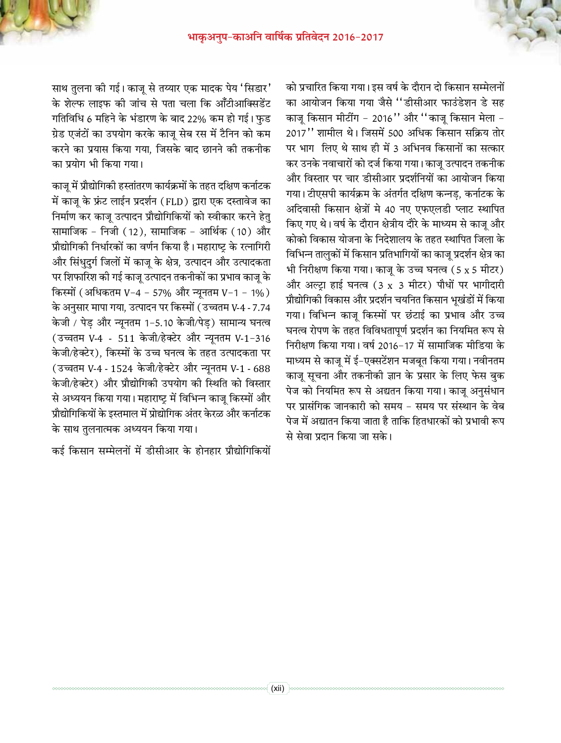साथ तुलना की गई। काजू से तय्यार एक मादक पेय 'सिडार' के शेल्फ लाइफ की जांच से पता चला कि आँटीआक्सिडेंट गतिविधि 6 महिने के भंडारण के बाद 22% कम हो गई। फुड ग्रेड एजंटों का उपयोग करके काजू सेब रस में टैनिन को कम करने का प्रयास किया गया, जिसके बाद छानने की तकनीक का प्रयोग भी किया गया।

काजू में प्रौद्योगिकी हस्तांतरण कार्यक्रमों के तहत दक्षिण कर्नाटक में काजू के फ्रंट लाईन प्रदर्शन (FLD) द्वारा एक दस्तावेज का निर्माण कर काजू उत्पादन प्रौद्योगिकियों को स्वीकार करने हेतु सामाजिक - निजी (12), सामाजिक - आर्थिक (10) और प्रौद्योगिकी निर्धारकों का वर्णन किया है। महाराष्ट्र के रत्नागिरी और सिंधुदुर्ग जिलों में काजू के क्षेत्र, उत्पादन और उत्पादकता पर शिफारिश की गई काजू उत्पादन तकनीकों का प्रभाव काजू के किस्मों (अधिकतम V-4 - 57% और न्यूनतम V-1 - 1%) के अनुसार मापा गया, उत्पादन पर किस्मों (उच्चतम V-4 - 7.74 केजी / पेड़ और न्यूनतम 1-5.10 केजी/पेड़) सामान्य घनत्व (उच्चतम V-4 - 511 केजी/हेक्टेर और न्यूनतम V-1-316 केजी/हेक्टेर), किस्मों के उच्च घनत्व के तहत उत्पादकता पर (उच्चतम V-4 - 1524 केजी/हेक्टेर और न्यूनतम V-1 - 688 केजी/हेक्टेर) और प्रौद्योगिकी उपयोग की स्थिति को विस्तार से अध्ययन किया गया। महाराष्ट्र में विभिन्न काजू किस्मों और प्रौद्योगिकियों के इस्तमाल में प्रोद्योगिक अंतर केरळ और कर्नाटक के साथ तुलनात्मक अध्ययन किया गया।

कई किसान सम्मेलनों में डीसीआर के होनहार प्रौद्योगिकियों को प्रचारित किया गया। इस वर्ष के दौरान दो किसान सम्मेलनों का आयोजन किया गया जैसे "डीसीआर फाउंडेशन डे सह काजू किसान मीटींग - 2016" और "काजू किसान मेला - 2017" शामील थे। जिसमें 500 अधिक किसान सक्रिय तोर पर भाग लिए थे साथ ही में 3 अभिनव किसानों का सत्कार कर उनके नवाचारों को दर्ज किया गया। काजू उत्पादन तकनीक और विस्तार पर चार डीसीआर प्रदर्शनियों का आयोजन किया गया। टीएसपी कार्यक्रम के अंतर्गत दक्षिण कन्नड़, कर्नाटक के अदिवासी किसान क्षेत्रों मे 40 नए एफएलडी प्लाट स्थापित किए गए थे। वर्ष के दौरान क्षेत्रीय दौरे के माध्यम से काजू और कोको विकास योजना के निदेशालय के तहत स्थापित जिला के विभिन्न तालुकों में किसान प्रतिभागियों का काजू प्रदर्शन क्षेत्र का भी निरीक्षण किया गया। काजू के उच्च घनत्व (5 x 5 मीटर) और अल्ट्रा हाई घनत्व (3 x 3 मीटर) पौधों पर भागीदारी प्रौद्योगिकी विकास और प्रदर्शन चयनित किसान भूखंडों में किया गया। विभिन्न काजू किस्मों पर छंटाई का प्रभाव और उच्च घनत्व रोपण के तहत विविधतापूर्ण प्रदर्शन का नियमित रूप से निरीक्षण किया गया। वर्ष 2016-17 में सामाजिक मीडिया के माध्यम से काजू में ई-एक्सटेंशन मजबूत किया गया। नवीनतम काजू सूचना और तकनीकी ज्ञान के प्रसार के लिए फेस बुक पेज को नियमित रूप से अद्यतन किया गया। काजू अनुसंधान पर प्रासंगिक जानकारी को समय - समय पर संस्थान के वेब पेज में अद्यातन किया जाता है ताकि हितधारकों को प्रभावी रूप से सेवा प्रदान किया जा सके।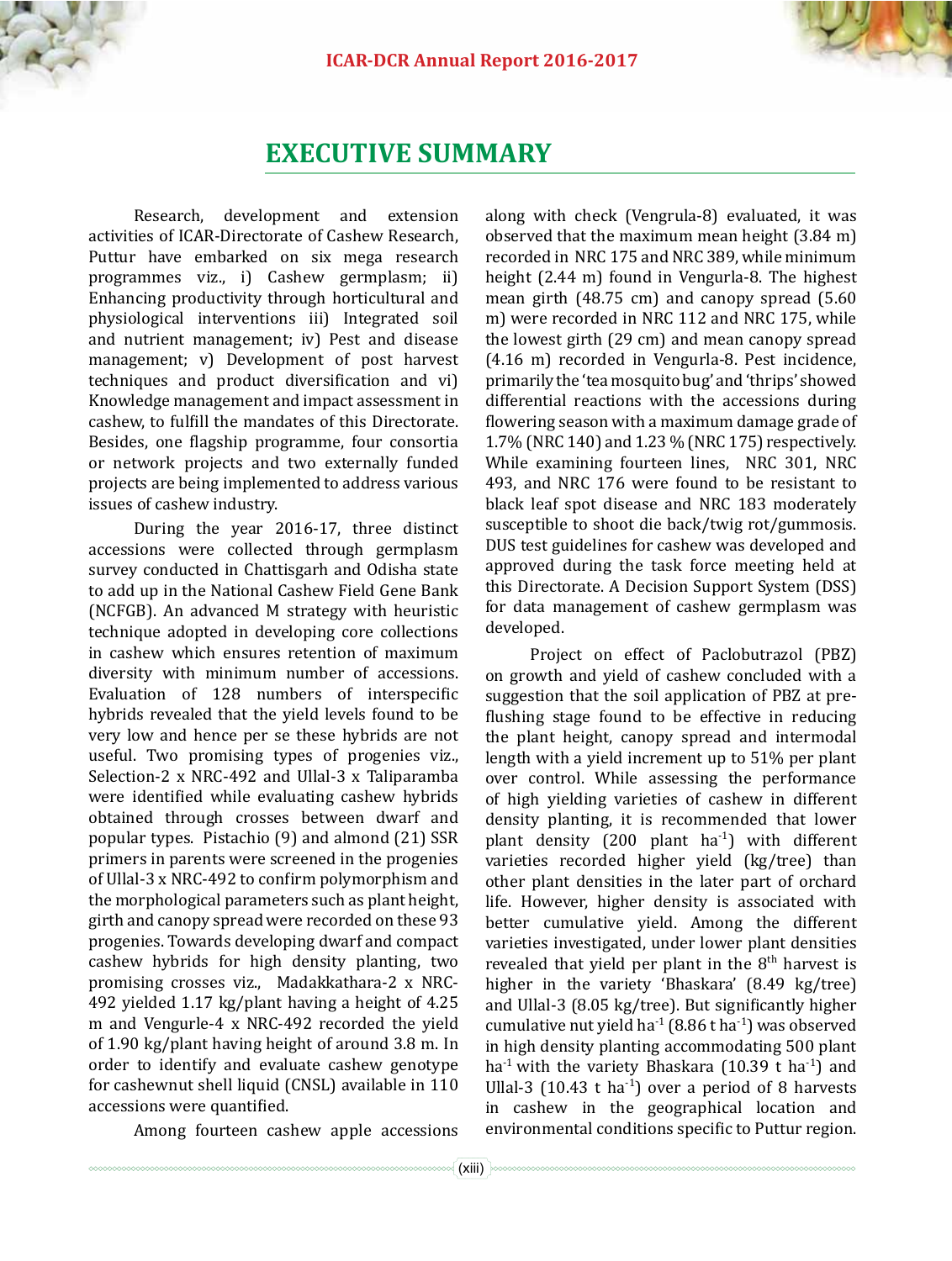# EXECUTIVE SUMMARY

Research, development and extension activities of ICAR-Directorate of Cashew Research, Puttur have embarked on six mega research programmes viz., i) Cashew germplasm; ii) Enhancing productivity through horticultural and physiological interventions iii) Integrated soil and nutrient management; iv) Pest and disease management; v) Development of post harvest techniques and product diversification and vi) Knowledge management and impact assessment in cashew, to fulfill the mandates of this Directorate. Besides, one flagship programme, four consortia or network projects and two externally funded projects are being implemented to address various issues of cashew industry.

During the year 2016-17, three distinct accessions were collected through germplasm survey conducted in Chattisgarh and Odisha state to add up in the National Cashew Field Gene Bank (NCFGB). An advanced M strategy with heuristic technique adopted in developing core collections in cashew which ensures retention of maximum diversity with minimum number of accessions. Evaluation of 128 numbers of interspecific hybrids revealed that the yield levels found to be very low and hence per se these hybrids are not useful. Two promising types of progenies viz., Selection-2 x NRC-492 and Ullal-3 x Taliparamba were identified while evaluating cashew hybrids obtained through crosses between dwarf and popular types. Pistachio (9) and almond (21) SSR primers in parents were screened in the progenies of Ullal-3 x NRC-492 to confirm polymorphism and the morphological parameters such as plant height, girth and canopy spread were recorded on these 93 progenies. Towards developing dwarf and compact cashew hybrids for high density planting, two promising crosses viz., Madakkathara-2 x NRC-492 yielded 1.17 kg/plant having a height of 4.25 m and Vengurle-4 x NRC-492 recorded the yield of 1.90 kg/plant having height of around 3.8 m. In order to identify and evaluate cashew genotype for cashewnut shell liquid (CNSL) available in 110 accessions were quantified.

Among fourteen cashew apple accessions along with check (Vengrula-8) evaluated, it was observed that the maximum mean height (3.84 m) recorded in NRC 175 and NRC 389, while minimum height (2.44 m) found in Vengurla-8. The highest mean girth (48.75 cm) and canopy spread (5.60 m) were recorded in NRC 112 and NRC 175, while the lowest girth (29 cm) and mean canopy spread (4.16 m) recorded in Vengurla-8. Pest incidence, primarily the 'tea mosquito bug' and 'thrips' showed differential reactions with the accessions during flowering season with a maximum damage grade of 1.7% (NRC 140) and 1.23 % (NRC 175) respectively. While examining fourteen lines, NRC 301, NRC 493, and NRC 176 were found to be resistant to black leaf spot disease and NRC 183 moderately susceptible to shoot die back/twig rot/gummosis. DUS test guidelines for cashew was developed and approved during the task force meeting held at this Directorate. A Decision Support System (DSS) for data management of cashew germplasm was developed.

Project on effect of Paclobutrazol (PBZ) on growth and yield of cashew concluded with a suggestion that the soil application of PBZ at pre-flushing stage found to be effective in reducing the plant height, canopy spread and intermodal length with a yield increment up to 51% per plant over control. While assessing the performance of high yielding varieties of cashew in different density planting, it is recommended that lower plant density (200 plant ha$^{-1}$) with different varieties recorded higher yield (kg/tree) than other plant densities in the later part of orchard life. However, higher density is associated with better cumulative yield. Among the different varieties investigated, under lower plant densities revealed that yield per plant in the 8$^{th}$ harvest is higher in the variety 'Bhaskara' (8.49 kg/tree) and Ullal-3 (8.05 kg/tree). But significantly higher cumulative nut yield ha$^{-1}$ (8.86 t ha$^{-1}$) was observed in high density planting accommodating 500 plant ha$^{-1}$ with the variety Bhaskara (10.39 t ha$^{-1}$) and Ullal-3 (10.43 t ha$^{-1}$) over a period of 8 harvests in cashew in the geographical location and environmental conditions specific to Puttur region.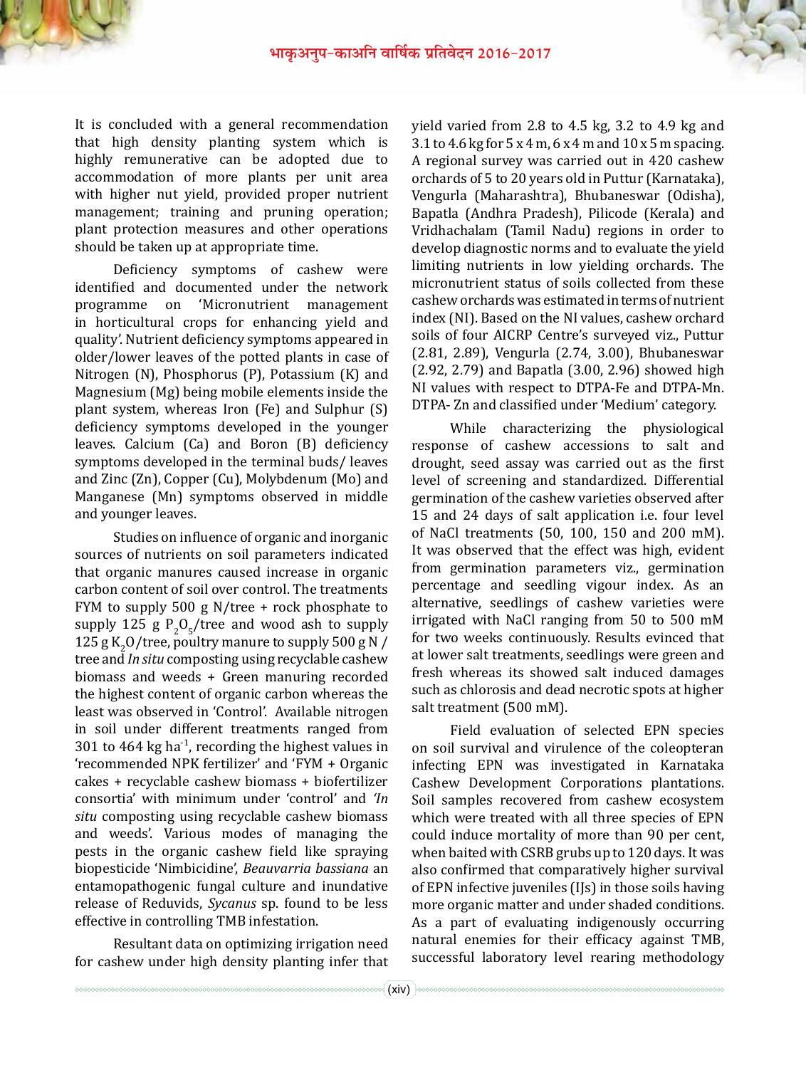It is concluded with a general recommendation that high density planting system which is highly remunerative can be adopted due to accommodation of more plants per unit area with higher nut yield, provided proper nutrient management; training and pruning operation; plant protection measures and other operations should be taken up at appropriate time.

Deficiency symptoms of cashew were identified and documented under the network programme on 'Micronutrient management in horticultural crops for enhancing yield and quality'. Nutrient deficiency symptoms appeared in older/lower leaves of the potted plants in case of Nitrogen (N), Phosphorus (P), Potassium (K) and Magnesium (Mg) being mobile elements inside the plant system, whereas Iron (Fe) and Sulphur (S) deficiency symptoms developed in the younger leaves. Calcium (Ca) and Boron (B) deficiency symptoms developed in the terminal buds/ leaves and Zinc (Zn), Copper (Cu), Molybdenum (Mo) and Manganese (Mn) symptoms observed in middle and younger leaves.

Studies on influence of organic and inorganic sources of nutrients on soil parameters indicated that organic manures caused increase in organic carbon content of soil over control. The treatments FYM to supply 500 g N/tree + rock phosphate to supply 125 g $P_2O_5$/tree and wood ash to supply 125 g $K_2O$/tree, poultry manure to supply 500 g N / tree and *In situ* composting using recyclable cashew biomass and weeds + Green manuring recorded the highest content of organic carbon whereas the least was observed in 'Control'. Available nitrogen in soil under different treatments ranged from 301 to 464 kg $ha^{-1}$, recording the highest values in 'recommended NPK fertilizer' and 'FYM + Organic cakes + recyclable cashew biomass + biofertilizer consortia' with minimum under 'control' and *'In situ* composting using recyclable cashew biomass and weeds'. Various modes of managing the pests in the organic cashew field like spraying biopesticide 'Nimbicidine', *Beauvarria bassiana* an entamopathogenic fungal culture and inundative release of Reduvids, *Sycanus* sp. found to be less effective in controlling TMB infestation.

Resultant data on optimizing irrigation need for cashew under high density planting infer that yield varied from 2.8 to 4.5 kg, 3.2 to 4.9 kg and 3.1 to 4.6 kg for 5 x 4 m, 6 x 4 m and 10 x 5 m spacing. A regional survey was carried out in 420 cashew orchards of 5 to 20 years old in Puttur (Karnataka), Vengurla (Maharashtra), Bhubaneswar (Odisha), Bapatla (Andhra Pradesh), Pilicode (Kerala) and Vridhachalam (Tamil Nadu) regions in order to develop diagnostic norms and to evaluate the yield limiting nutrients in low yielding orchards. The micronutrient status of soils collected from these cashew orchards was estimated in terms of nutrient index (NI). Based on the NI values, cashew orchard soils of four AICRP Centre's surveyed viz., Puttur (2.81, 2.89), Vengurla (2.74, 3.00), Bhubaneswar (2.92, 2.79) and Bapatla (3.00, 2.96) showed high NI values with respect to DTPA-Fe and DTPA-Mn. DTPA- Zn and classified under 'Medium' category.

While characterizing the physiological response of cashew accessions to salt and drought, seed assay was carried out as the first level of screening and standardized. Differential germination of the cashew varieties observed after 15 and 24 days of salt application i.e. four level of NaCl treatments (50, 100, 150 and 200 mM). It was observed that the effect was high, evident from germination parameters viz., germination percentage and seedling vigour index. As an alternative, seedlings of cashew varieties were irrigated with NaCl ranging from 50 to 500 mM for two weeks continuously. Results evinced that at lower salt treatments, seedlings were green and fresh whereas its showed salt induced damages such as chlorosis and dead necrotic spots at higher salt treatment (500 mM).

Field evaluation of selected EPN species on soil survival and virulence of the coleopteran infecting EPN was investigated in Karnataka Cashew Development Corporations plantations. Soil samples recovered from cashew ecosystem which were treated with all three species of EPN could induce mortality of more than 90 per cent, when baited with CSRB grubs up to 120 days. It was also confirmed that comparatively higher survival of EPN infective juveniles (IJs) in those soils having more organic matter and under shaded conditions. As a part of evaluating indigenously occurring natural enemies for their efficacy against TMB, successful laboratory level rearing methodology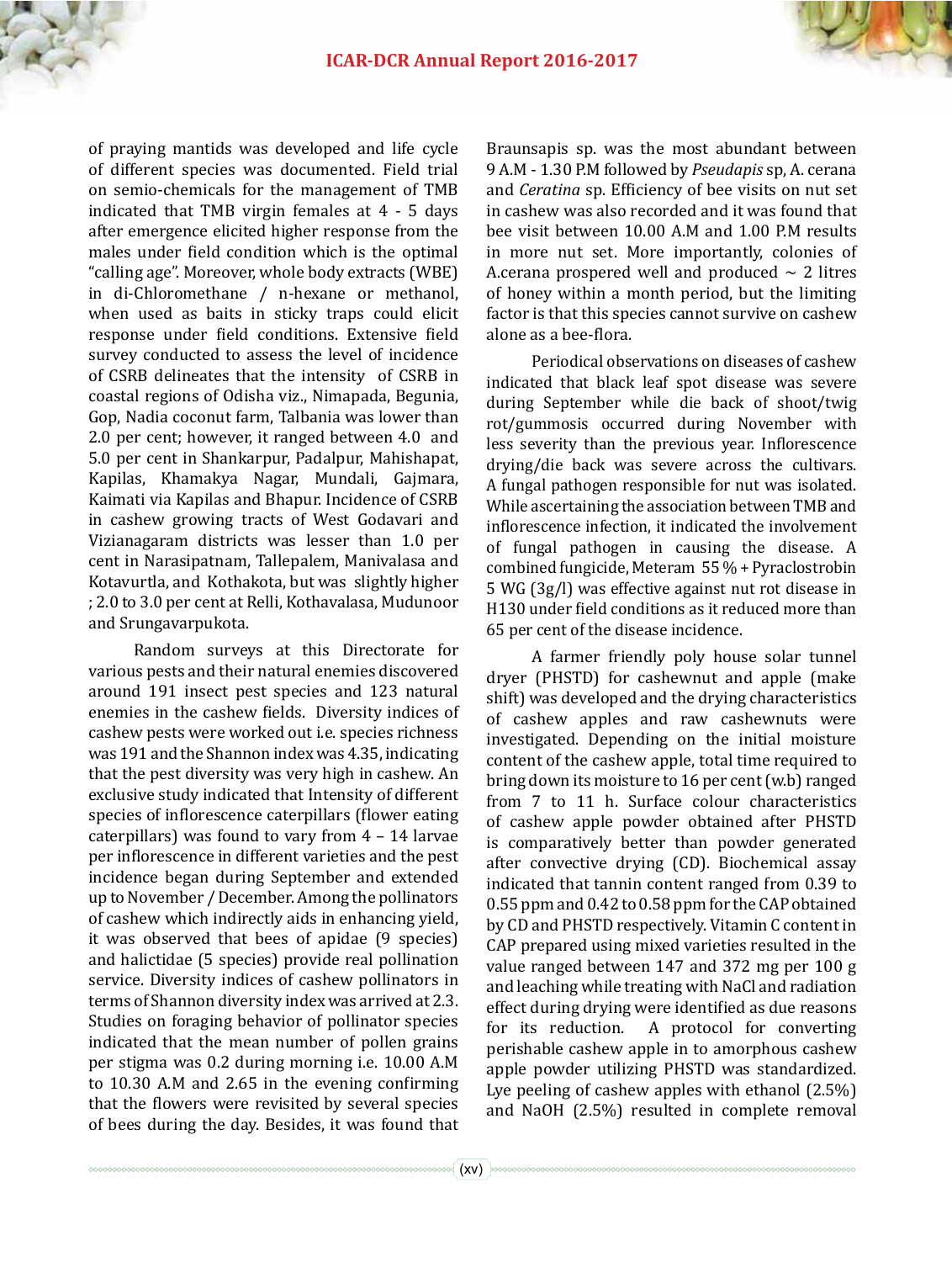of praying mantids was developed and life cycle of different species was documented. Field trial on semio-chemicals for the management of TMB indicated that TMB virgin females at 4 - 5 days after emergence elicited higher response from the males under field condition which is the optimal "calling age". Moreover, whole body extracts (WBE) in di-Chloromethane / n-hexane or methanol, when used as baits in sticky traps could elicit response under field conditions. Extensive field survey conducted to assess the level of incidence of CSRB delineates that the intensity of CSRB in coastal regions of Odisha viz., Nimapada, Begunia, Gop, Nadia coconut farm, Talbania was lower than 2.0 per cent; however, it ranged between 4.0 and 5.0 per cent in Shankarpur, Padalpur, Mahishapat, Kapilas, Khamakya Nagar, Mundali, Gajmara, Kaimati via Kapilas and Bhapur. Incidence of CSRB in cashew growing tracts of West Godavari and Vizianagaram districts was lesser than 1.0 per cent in Narasipatnam, Tallepalem, Manivalasa and Kotavurtla, and Kothakota, but was slightly higher ; 2.0 to 3.0 per cent at Relli, Kothavalasa, Mudunoor and Srungavarpukota.

Random surveys at this Directorate for various pests and their natural enemies discovered around 191 insect pest species and 123 natural enemies in the cashew fields. Diversity indices of cashew pests were worked out i.e. species richness was 191 and the Shannon index was 4.35, indicating that the pest diversity was very high in cashew. An exclusive study indicated that Intensity of different species of inflorescence caterpillars (flower eating caterpillars) was found to vary from 4 – 14 larvae per inflorescence in different varieties and the pest incidence began during September and extended up to November / December. Among the pollinators of cashew which indirectly aids in enhancing yield, it was observed that bees of apidae (9 species) and halictidae (5 species) provide real pollination service. Diversity indices of cashew pollinators in terms of Shannon diversity index was arrived at 2.3. Studies on foraging behavior of pollinator species indicated that the mean number of pollen grains per stigma was 0.2 during morning i.e. 10.00 A.M to 10.30 A.M and 2.65 in the evening confirming that the flowers were revisited by several species of bees during the day. Besides, it was found that Braunsapis sp. was the most abundant between 9 A.M - 1.30 P.M followed by *Pseudapis* sp, A. cerana and *Ceratina* sp. Efficiency of bee visits on nut set in cashew was also recorded and it was found that bee visit between 10.00 A.M and 1.00 P.M results in more nut set. More importantly, colonies of A.cerana prospered well and produced ~ 2 litres of honey within a month period, but the limiting factor is that this species cannot survive on cashew alone as a bee-flora.

Periodical observations on diseases of cashew indicated that black leaf spot disease was severe during September while die back of shoot/twig rot/gummosis occurred during November with less severity than the previous year. Inflorescence drying/die back was severe across the cultivars. A fungal pathogen responsible for nut was isolated. While ascertaining the association between TMB and inflorescence infection, it indicated the involvement of fungal pathogen in causing the disease. A combined fungicide, Meteram 55 % + Pyraclostrobin 5 WG (3g/l) was effective against nut rot disease in H130 under field conditions as it reduced more than 65 per cent of the disease incidence.

A farmer friendly poly house solar tunnel dryer (PHSTD) for cashewnut and apple (make shift) was developed and the drying characteristics of cashew apples and raw cashewnuts were investigated. Depending on the initial moisture content of the cashew apple, total time required to bring down its moisture to 16 per cent (w.b) ranged from 7 to 11 h. Surface colour characteristics of cashew apple powder obtained after PHSTD is comparatively better than powder generated after convective drying (CD). Biochemical assay indicated that tannin content ranged from 0.39 to 0.55 ppm and 0.42 to 0.58 ppm for the CAP obtained by CD and PHSTD respectively. Vitamin C content in CAP prepared using mixed varieties resulted in the value ranged between 147 and 372 mg per 100 g and leaching while treating with NaCl and radiation effect during drying were identified as due reasons for its reduction. A protocol for converting perishable cashew apple in to amorphous cashew apple powder utilizing PHSTD was standardized. Lye peeling of cashew apples with ethanol (2.5%) and NaOH (2.5%) resulted in complete removal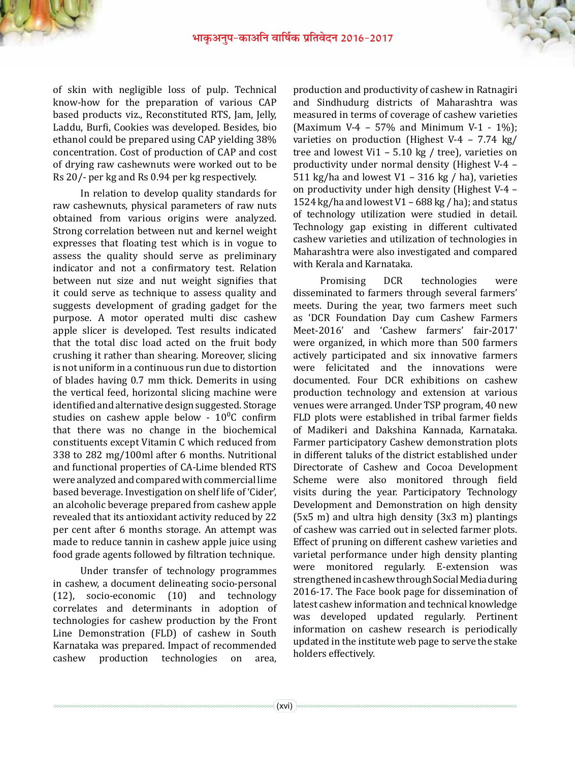of skin with negligible loss of pulp. Technical know-how for the preparation of various CAP based products viz., Reconstituted RTS, Jam, Jelly, Laddu, Burfi, Cookies was developed. Besides, bio ethanol could be prepared using CAP yielding 38% concentration. Cost of production of CAP and cost of drying raw cashewnuts were worked out to be Rs 20/- per kg and Rs 0.94 per kg respectively.

In relation to develop quality standards for raw cashewnuts, physical parameters of raw nuts obtained from various origins were analyzed. Strong correlation between nut and kernel weight expresses that floating test which is in vogue to assess the quality should serve as preliminary indicator and not a confirmatory test. Relation between nut size and nut weight signifies that it could serve as technique to assess quality and suggests development of grading gadget for the purpose. A motor operated multi disc cashew apple slicer is developed. Test results indicated that the total disc load acted on the fruit body crushing it rather than shearing. Moreover, slicing is not uniform in a continuous run due to distortion of blades having 0.7 mm thick. Demerits in using the vertical feed, horizontal slicing machine were identified and alternative design suggested. Storage studies on cashew apple below - $10^0$C confirm that there was no change in the biochemical constituents except Vitamin C which reduced from 338 to 282 mg/100ml after 6 months. Nutritional and functional properties of CA-Lime blended RTS were analyzed and compared with commercial lime based beverage. Investigation on shelf life of 'Cider', an alcoholic beverage prepared from cashew apple revealed that its antioxidant activity reduced by 22 per cent after 6 months storage. An attempt was made to reduce tannin in cashew apple juice using food grade agents followed by filtration technique.

Under transfer of technology programmes in cashew, a document delineating socio-personal (12), socio-economic (10) and technology correlates and determinants in adoption of technologies for cashew production by the Front Line Demonstration (FLD) of cashew in South Karnataka was prepared. Impact of recommended cashew production technologies on area, production and productivity of cashew in Ratnagiri and Sindhudurg districts of Maharashtra was measured in terms of coverage of cashew varieties (Maximum V-4 – 57% and Minimum V-1 - 1%); varieties on production (Highest V-4 – 7.74 kg/ tree and lowest Vi1 – 5.10 kg / tree), varieties on productivity under normal density (Highest V-4 – 511 kg/ha and lowest V1 – 316 kg / ha), varieties on productivity under high density (Highest V-4 – 1524 kg/ha and lowest V1 – 688 kg / ha); and status of technology utilization were studied in detail. Technology gap existing in different cultivated cashew varieties and utilization of technologies in Maharashtra were also investigated and compared with Kerala and Karnataka.

Promising DCR technologies were disseminated to farmers through several farmers' meets. During the year, two farmers meet such as 'DCR Foundation Day cum Cashew Farmers Meet-2016' and 'Cashew farmers' fair-2017' were organized, in which more than 500 farmers actively participated and six innovative farmers were felicitated and the innovations were documented. Four DCR exhibitions on cashew production technology and extension at various venues were arranged. Under TSP program, 40 new FLD plots were established in tribal farmer fields of Madikeri and Dakshina Kannada, Karnataka. Farmer participatory Cashew demonstration plots in different taluks of the district established under Directorate of Cashew and Cocoa Development Scheme were also monitored through field visits during the year. Participatory Technology Development and Demonstration on high density (5x5 m) and ultra high density (3x3 m) plantings of cashew was carried out in selected farmer plots. Effect of pruning on different cashew varieties and varietal performance under high density planting were monitored regularly. E-extension was strengthened in cashew through Social Media during 2016-17. The Face book page for dissemination of latest cashew information and technical knowledge was developed updated regularly. Pertinent information on cashew research is periodically updated in the institute web page to serve the stake holders effectively.